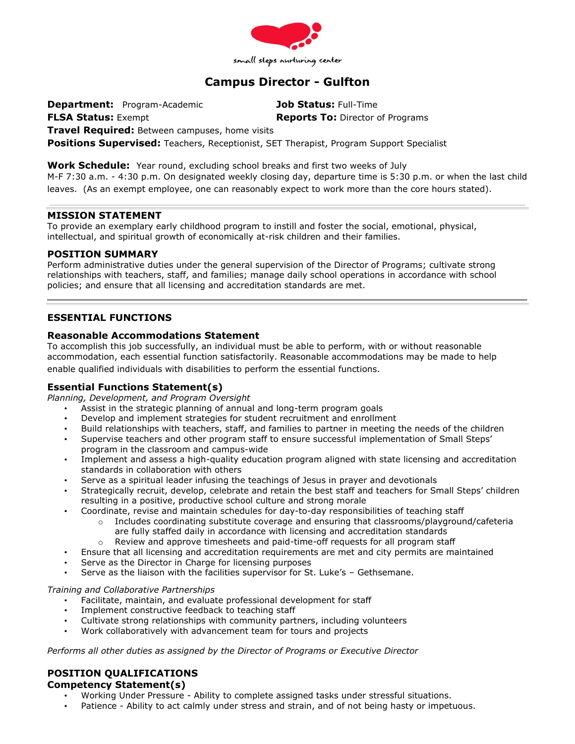small steps nurturing center

# Campus Director - Gulfton

**Department:** Program-Academic
**Job Status:** Full-Time
**FLSA Status:** Exempt
**Reports To:** Director of Programs
**Travel Required:** Between campuses, home visits
**Positions Supervised:** Teachers, Receptionist, SET Therapist, Program Support Specialist

**Work Schedule:** Year round, excluding school breaks and first two weeks of July
M-F 7:30 a.m. - 4:30 p.m. On designated weekly closing day, departure time is 5:30 p.m. or when the last child leaves. (As an exempt employee, one can reasonably expect to work more than the core hours stated).

## MISSION STATEMENT

To provide an exemplary early childhood program to instill and foster the social, emotional, physical, intellectual, and spiritual growth of economically at-risk children and their families.

## POSITION SUMMARY

Perform administrative duties under the general supervision of the Director of Programs; cultivate strong relationships with teachers, staff, and families; manage daily school operations in accordance with school policies; and ensure that all licensing and accreditation standards are met.

## ESSENTIAL FUNCTIONS

### Reasonable Accommodations Statement

To accomplish this job successfully, an individual must be able to perform, with or without reasonable accommodation, each essential function satisfactorily. Reasonable accommodations may be made to help enable qualified individuals with disabilities to perform the essential functions.

### Essential Functions Statement(s)

*Planning, Development, and Program Oversight*

- Assist in the strategic planning of annual and long-term program goals
- Develop and implement strategies for student recruitment and enrollment
- Build relationships with teachers, staff, and families to partner in meeting the needs of the children
- Supervise teachers and other program staff to ensure successful implementation of Small Steps' program in the classroom and campus-wide
- Implement and assess a high-quality education program aligned with state licensing and accreditation standards in collaboration with others
- Serve as a spiritual leader infusing the teachings of Jesus in prayer and devotionals
- Strategically recruit, develop, celebrate and retain the best staff and teachers for Small Steps' children resulting in a positive, productive school culture and strong morale
- Coordinate, revise and maintain schedules for day-to-day responsibilities of teaching staff
  - Includes coordinating substitute coverage and ensuring that classrooms/playground/cafeteria are fully staffed daily in accordance with licensing and accreditation standards
  - Review and approve timesheets and paid-time-off requests for all program staff
- Ensure that all licensing and accreditation requirements are met and city permits are maintained
- Serve as the Director in Charge for licensing purposes
- Serve as the liaison with the facilities supervisor for St. Luke's – Gethsemane.

*Training and Collaborative Partnerships*

- Facilitate, maintain, and evaluate professional development for staff
- Implement constructive feedback to teaching staff
- Cultivate strong relationships with community partners, including volunteers
- Work collaboratively with advancement team for tours and projects

*Performs all other duties as assigned by the Director of Programs or Executive Director*

## POSITION QUALIFICATIONS

### Competency Statement(s)

- Working Under Pressure - Ability to complete assigned tasks under stressful situations.
- Patience - Ability to act calmly under stress and strain, and of not being hasty or impetuous.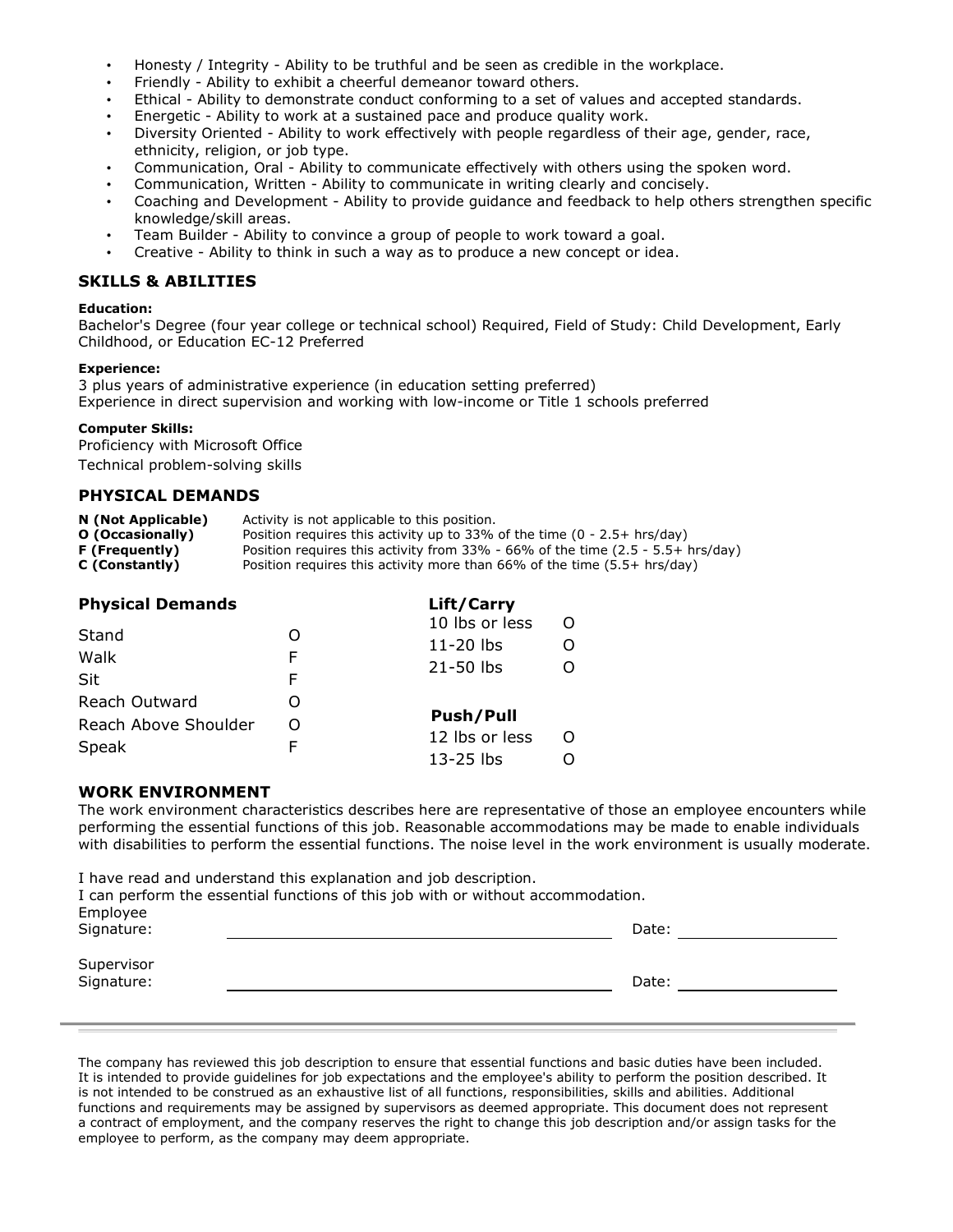- Honesty / Integrity - Ability to be truthful and be seen as credible in the workplace.
- Friendly - Ability to exhibit a cheerful demeanor toward others.
- Ethical - Ability to demonstrate conduct conforming to a set of values and accepted standards.
- Energetic - Ability to work at a sustained pace and produce quality work.
- Diversity Oriented - Ability to work effectively with people regardless of their age, gender, race, ethnicity, religion, or job type.
- Communication, Oral - Ability to communicate effectively with others using the spoken word.
- Communication, Written - Ability to communicate in writing clearly and concisely.
- Coaching and Development - Ability to provide guidance and feedback to help others strengthen specific knowledge/skill areas.
- Team Builder - Ability to convince a group of people to work toward a goal.
- Creative - Ability to think in such a way as to produce a new concept or idea.

## SKILLS & ABILITIES

**Education:**

Bachelor's Degree (four year college or technical school) Required, Field of Study: Child Development, Early Childhood, or Education EC-12 Preferred

**Experience:**

3 plus years of administrative experience (in education setting preferred)
Experience in direct supervision and working with low-income or Title 1 schools preferred

**Computer Skills:**

Proficiency with Microsoft Office
Technical problem-solving skills

## PHYSICAL DEMANDS

| | |
|---|---|
| **N (Not Applicable)** | Activity is not applicable to this position. |
| **O (Occasionally)** | Position requires this activity up to 33% of the time (0 - 2.5+ hrs/day) |
| **F (Frequently)** | Position requires this activity from 33% - 66% of the time (2.5 - 5.5+ hrs/day) |
| **C (Constantly)** | Position requires this activity more than 66% of the time (5.5+ hrs/day) |

### Physical Demands

| | |
|---|---|
| Stand | O |
| Walk | F |
| Sit | F |
| Reach Outward | O |
| Reach Above Shoulder | O |
| Speak | F |

### Lift/Carry

| | |
|---|---|
| 10 lbs or less | O |
| 11-20 lbs | O |
| 21-50 lbs | O |

### Push/Pull

| | |
|---|---|
| 12 lbs or less | O |
| 13-25 lbs | O |

## WORK ENVIRONMENT

The work environment characteristics describes here are representative of those an employee encounters while performing the essential functions of this job. Reasonable accommodations may be made to enable individuals with disabilities to perform the essential functions. The noise level in the work environment is usually moderate.

I have read and understand this explanation and job description.
I can perform the essential functions of this job with or without accommodation.

Employee Signature: ______________________ Date: __________

Supervisor Signature: ______________________ Date: __________

---

The company has reviewed this job description to ensure that essential functions and basic duties have been included. It is intended to provide guidelines for job expectations and the employee's ability to perform the position described. It is not intended to be construed as an exhaustive list of all functions, responsibilities, skills and abilities. Additional functions and requirements may be assigned by supervisors as deemed appropriate. This document does not represent a contract of employment, and the company reserves the right to change this job description and/or assign tasks for the employee to perform, as the company may deem appropriate.